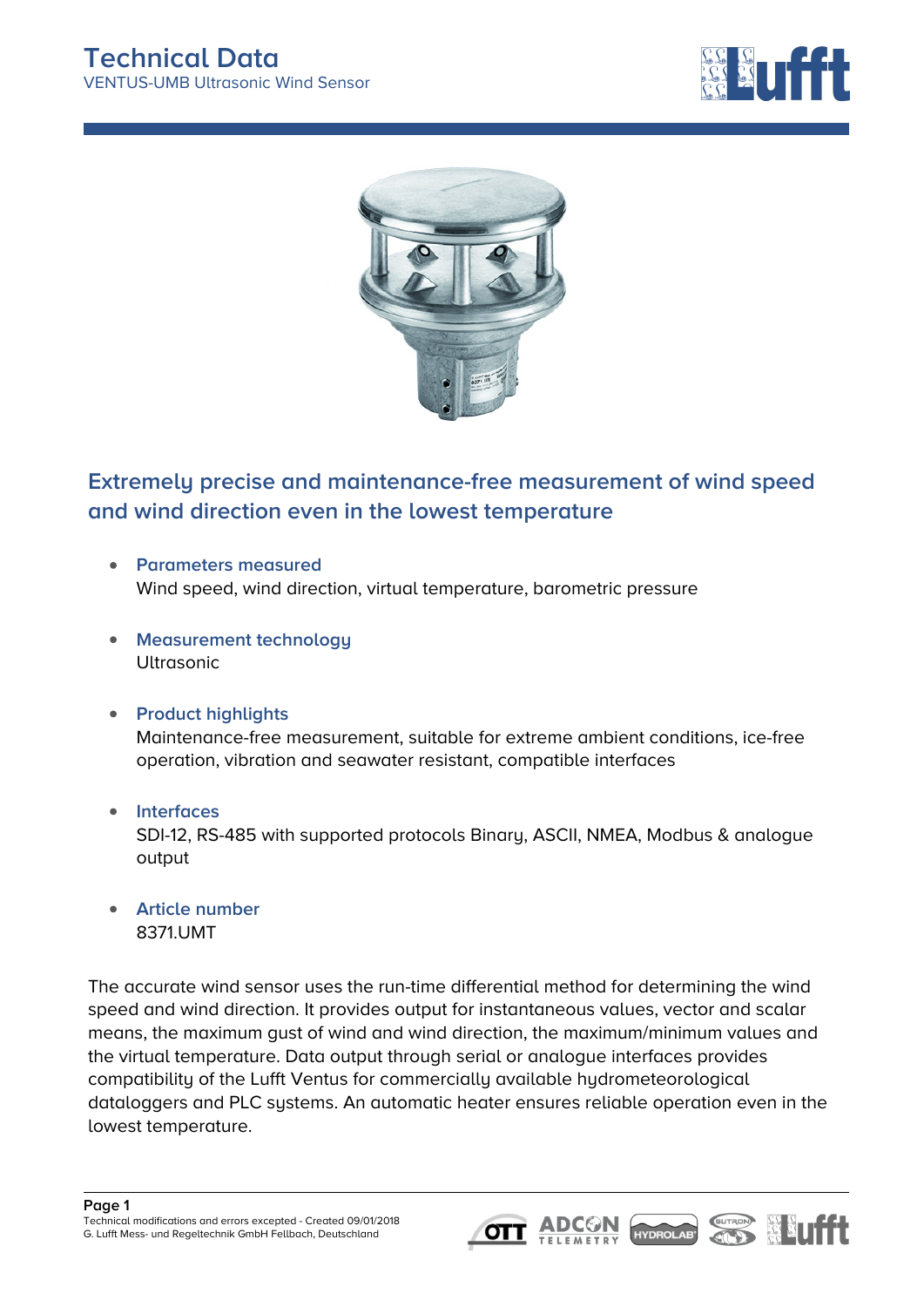# Technical Data

VENTUS-UMB Ultrasonic Wind Sensor

## Extremely precise and maintenance-free measurement of wind speed and wind direction even in the lowest temperature

- **Parameters measured**
  Wind speed, wind direction, virtual temperature, barometric pressure
- **Measurement technology**
  Ultrasonic
- **Product highlights**
  Maintenance-free measurement, suitable for extreme ambient conditions, ice-free operation, vibration and seawater resistant, compatible interfaces
- **Interfaces**
  SDI-12, RS-485 with supported protocols Binary, ASCII, NMEA, Modbus & analogue output
- **Article number**
  8371.UMT

The accurate wind sensor uses the run-time differential method for determining the wind speed and wind direction. It provides output for instantaneous values, vector and scalar means, the maximum gust of wind and wind direction, the maximum/minimum values and the virtual temperature. Data output through serial or analogue interfaces provides compatibility of the Lufft Ventus for commercially available hydrometeorological dataloggers and PLC systems. An automatic heater ensures reliable operation even in the lowest temperature.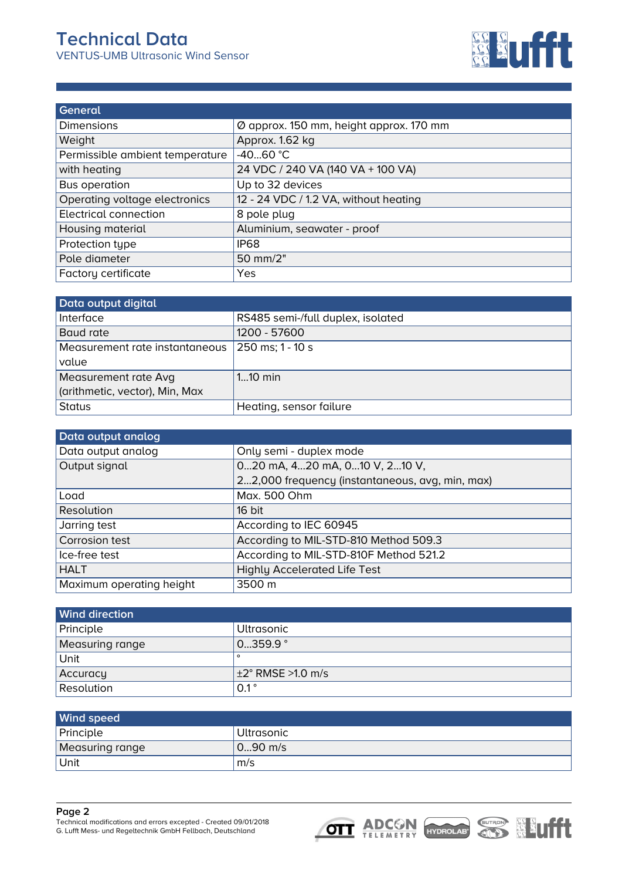# Technical Data

VENTUS-UMB Ultrasonic Wind Sensor

| General | |
|---|---|
| Dimensions | Ø approx. 150 mm, height approx. 170 mm |
| Weight | Approx. 1.62 kg |
| Permissible ambient temperature | -40...60 °C |
| with heating | 24 VDC / 240 VA (140 VA + 100 VA) |
| Bus operation | Up to 32 devices |
| Operating voltage electronics | 12 - 24 VDC / 1.2 VA, without heating |
| Electrical connection | 8 pole plug |
| Housing material | Aluminium, seawater - proof |
| Protection type | IP68 |
| Pole diameter | 50 mm/2" |
| Factory certificate | Yes |

| Data output digital | |
|---|---|
| Interface | RS485 semi-/full duplex, isolated |
| Baud rate | 1200 - 57600 |
| Measurement rate instantaneous value | 250 ms; 1 - 10 s |
| Measurement rate Avg (arithmetic, vector), Min, Max | 1...10 min |
| Status | Heating, sensor failure |

| Data output analog | |
|---|---|
| Data output analog | Only semi - duplex mode |
| Output signal | 0...20 mA, 4...20 mA, 0...10 V, 2...10 V, 2...2,000 frequency (instantaneous, avg, min, max) |
| Load | Max. 500 Ohm |
| Resolution | 16 bit |
| Jarring test | According to IEC 60945 |
| Corrosion test | According to MIL-STD-810 Method 509.3 |
| Ice-free test | According to MIL-STD-810F Method 521.2 |
| HALT | Highly Accelerated Life Test |
| Maximum operating height | 3500 m |

| Wind direction | |
|---|---|
| Principle | Ultrasonic |
| Measuring range | 0...359.9 ° |
| Unit | ° |
| Accuracy | ±2° RMSE >1.0 m/s |
| Resolution | 0.1 ° |

| Wind speed | |
|---|---|
| Principle | Ultrasonic |
| Measuring range | 0...90 m/s |
| Unit | m/s |

Technical modifications and errors excepted - Created 09/01/2018
G. Lufft Mess- und Regeltechnik GmbH Fellbach, Deutschland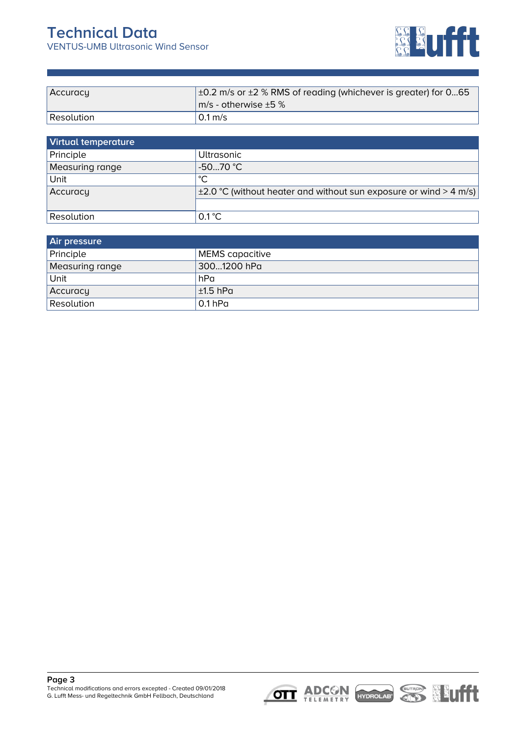| | |
|---|---|
| Accuracy | ±0.2 m/s or ±2 % RMS of reading (whichever is greater) for 0...65 m/s - otherwise ±5 % |
| Resolution | 0.1 m/s |

| Virtual temperature | |
|---|---|
| Principle | Ultrasonic |
| Measuring range | -50...70 °C |
| Unit | °C |
| Accuracy | ±2.0 °C (without heater and without sun exposure or wind > 4 m/s) |
| Resolution | 0.1 °C |

| Air pressure | |
|---|---|
| Principle | MEMS capacitive |
| Measuring range | 300...1200 hPa |
| Unit | hPa |
| Accuracy | ±1.5 hPa |
| Resolution | 0.1 hPa |

Technical modifications and errors excepted - Created 09/01/2018
G. Lufft Mess- und Regeltechnik GmbH Fellbach, Deutschland